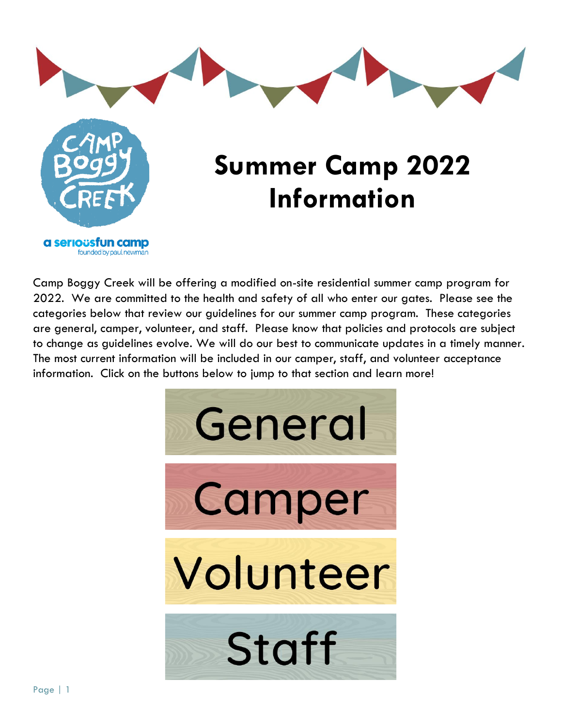Camp Boggy Creek

a seriousfun camp founded by paul newman

# Summer Camp 2022 Information

Camp Boggy Creek will be offering a modified on-site residential summer camp program for 2022. We are committed to the health and safety of all who enter our gates. Please see the categories below that review our guidelines for our summer camp program. These categories are general, camper, volunteer, and staff. Please know that policies and protocols are subject to change as guidelines evolve. We will do our best to communicate updates in a timely manner. The most current information will be included in our camper, staff, and volunteer acceptance information. Click on the buttons below to jump to that section and learn more!

General

Camper

Volunteer

Staff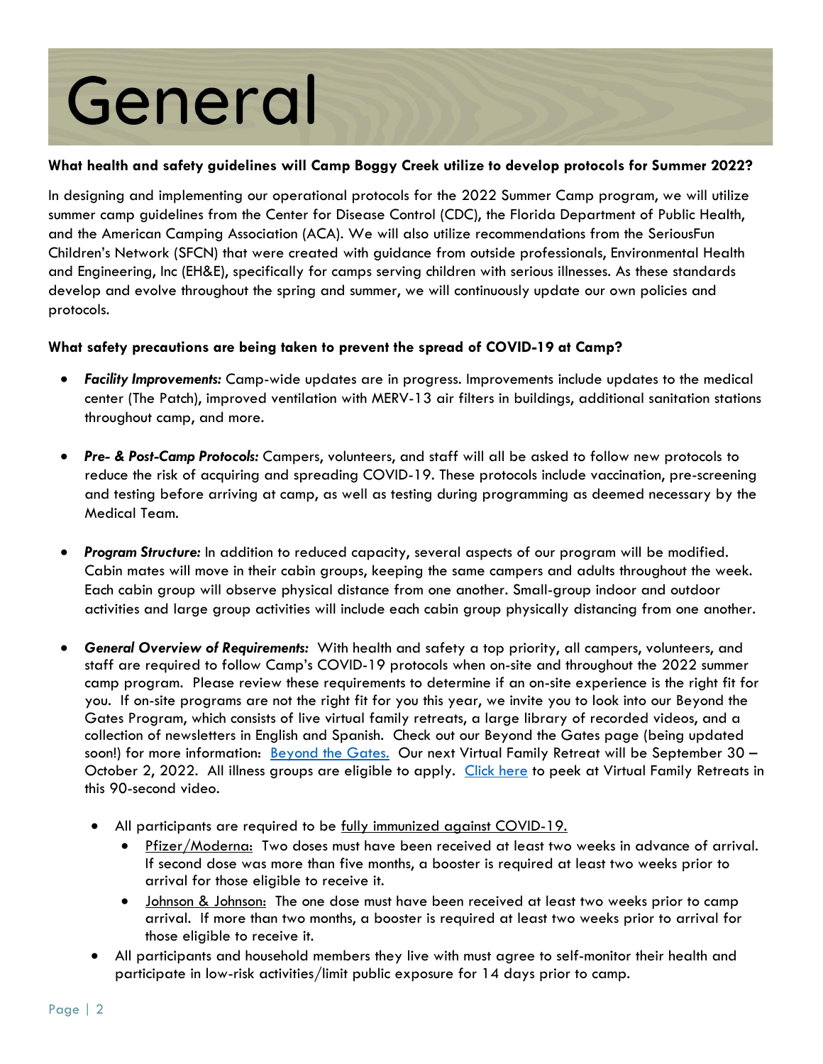# General

**What health and safety guidelines will Camp Boggy Creek utilize to develop protocols for Summer 2022?**

In designing and implementing our operational protocols for the 2022 Summer Camp program, we will utilize summer camp guidelines from the Center for Disease Control (CDC), the Florida Department of Public Health, and the American Camping Association (ACA). We will also utilize recommendations from the SeriousFun Children's Network (SFCN) that were created with guidance from outside professionals, Environmental Health and Engineering, Inc (EH&E), specifically for camps serving children with serious illnesses. As these standards develop and evolve throughout the spring and summer, we will continuously update our own policies and protocols.

**What safety precautions are being taken to prevent the spread of COVID-19 at Camp?**

- ***Facility Improvements:*** Camp-wide updates are in progress. Improvements include updates to the medical center (The Patch), improved ventilation with MERV-13 air filters in buildings, additional sanitation stations throughout camp, and more.

- ***Pre- & Post-Camp Protocols:*** Campers, volunteers, and staff will all be asked to follow new protocols to reduce the risk of acquiring and spreading COVID-19. These protocols include vaccination, pre-screening and testing before arriving at camp, as well as testing during programming as deemed necessary by the Medical Team.

- ***Program Structure:*** In addition to reduced capacity, several aspects of our program will be modified. Cabin mates will move in their cabin groups, keeping the same campers and adults throughout the week. Each cabin group will observe physical distance from one another. Small-group indoor and outdoor activities and large group activities will include each cabin group physically distancing from one another.

- ***General Overview of Requirements:*** With health and safety a top priority, all campers, volunteers, and staff are required to follow Camp's COVID-19 protocols when on-site and throughout the 2022 summer camp program. Please review these requirements to determine if an on-site experience is the right fit for you. If on-site programs are not the right fit for you this year, we invite you to look into our Beyond the Gates Program, which consists of live virtual family retreats, a large library of recorded videos, and a collection of newsletters in English and Spanish. Check out our Beyond the Gates page (being updated soon!) for more information: Beyond the Gates. Our next Virtual Family Retreat will be September 30 – October 2, 2022. All illness groups are eligible to apply. Click here to peek at Virtual Family Retreats in this 90-second video.

  - All participants are required to be fully immunized against COVID-19.
    - Pfizer/Moderna: Two doses must have been received at least two weeks in advance of arrival. If second dose was more than five months, a booster is required at least two weeks prior to arrival for those eligible to receive it.
    - Johnson & Johnson: The one dose must have been received at least two weeks prior to camp arrival. If more than two months, a booster is required at least two weeks prior to arrival for those eligible to receive it.
  - All participants and household members they live with must agree to self-monitor their health and participate in low-risk activities/limit public exposure for 14 days prior to camp.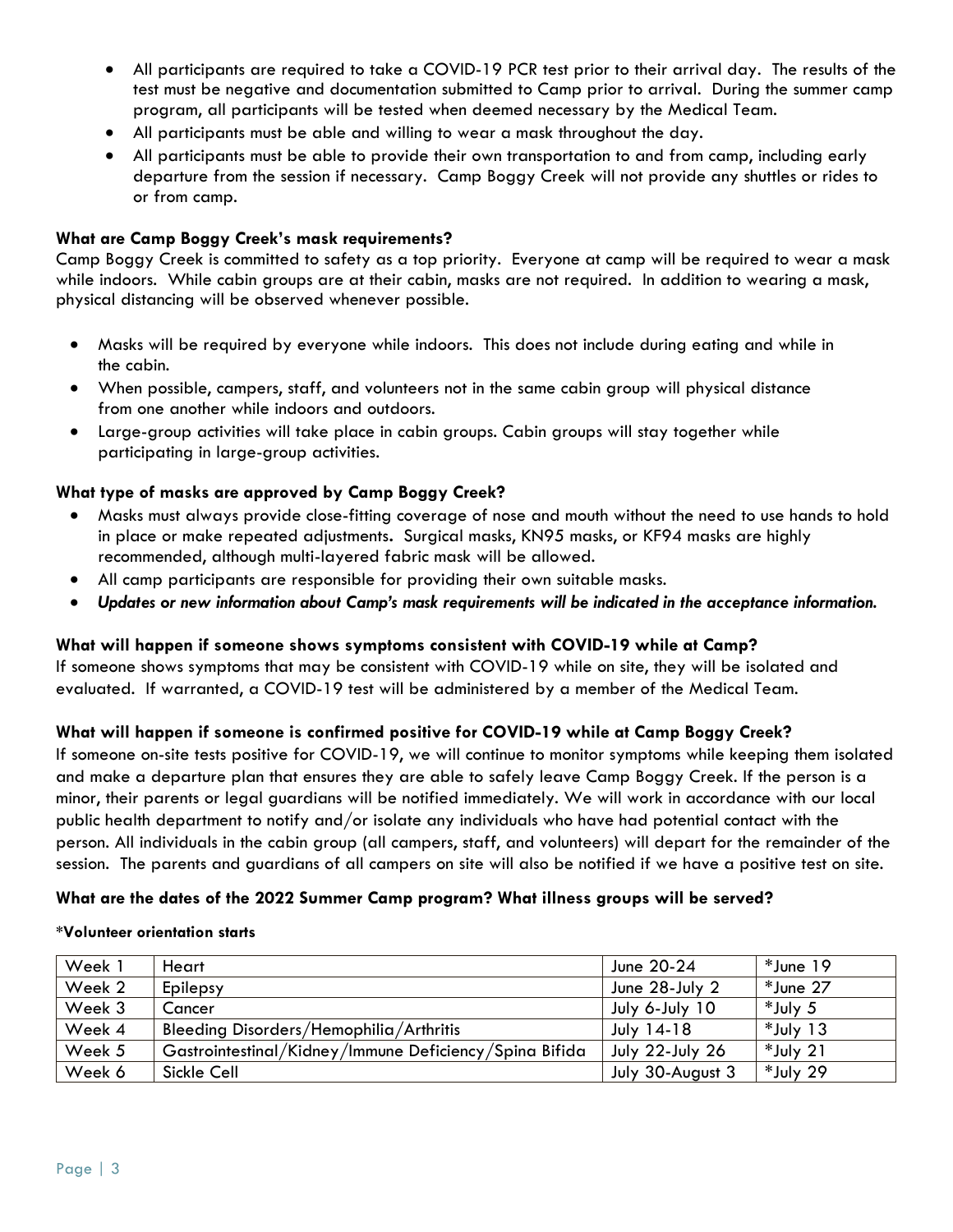- All participants are required to take a COVID-19 PCR test prior to their arrival day. The results of the test must be negative and documentation submitted to Camp prior to arrival. During the summer camp program, all participants will be tested when deemed necessary by the Medical Team.
- All participants must be able and willing to wear a mask throughout the day.
- All participants must be able to provide their own transportation to and from camp, including early departure from the session if necessary. Camp Boggy Creek will not provide any shuttles or rides to or from camp.

**What are Camp Boggy Creek's mask requirements?**

Camp Boggy Creek is committed to safety as a top priority. Everyone at camp will be required to wear a mask while indoors. While cabin groups are at their cabin, masks are not required. In addition to wearing a mask, physical distancing will be observed whenever possible.

- Masks will be required by everyone while indoors. This does not include during eating and while in the cabin.
- When possible, campers, staff, and volunteers not in the same cabin group will physical distance from one another while indoors and outdoors.
- Large-group activities will take place in cabin groups. Cabin groups will stay together while participating in large-group activities.

**What type of masks are approved by Camp Boggy Creek?**

- Masks must always provide close-fitting coverage of nose and mouth without the need to use hands to hold in place or make repeated adjustments. Surgical masks, KN95 masks, or KF94 masks are highly recommended, although multi-layered fabric mask will be allowed.
- All camp participants are responsible for providing their own suitable masks.
- ***Updates or new information about Camp's mask requirements will be indicated in the acceptance information.***

**What will happen if someone shows symptoms consistent with COVID-19 while at Camp?**

If someone shows symptoms that may be consistent with COVID-19 while on site, they will be isolated and evaluated. If warranted, a COVID-19 test will be administered by a member of the Medical Team.

**What will happen if someone is confirmed positive for COVID-19 while at Camp Boggy Creek?**

If someone on-site tests positive for COVID-19, we will continue to monitor symptoms while keeping them isolated and make a departure plan that ensures they are able to safely leave Camp Boggy Creek. If the person is a minor, their parents or legal guardians will be notified immediately. We will work in accordance with our local public health department to notify and/or isolate any individuals who have had potential contact with the person. All individuals in the cabin group (all campers, staff, and volunteers) will depart for the remainder of the session. The parents and guardians of all campers on site will also be notified if we have a positive test on site.

**What are the dates of the 2022 Summer Camp program? What illness groups will be served?**

***Volunteer orientation starts**

| Week 1 | Heart | June 20-24 | *June 19 |
|---|---|---|---|
| Week 2 | Epilepsy | June 28-July 2 | *June 27 |
| Week 3 | Cancer | July 6-July 10 | *July 5 |
| Week 4 | Bleeding Disorders/Hemophilia/Arthritis | July 14-18 | *July 13 |
| Week 5 | Gastrointestinal/Kidney/Immune Deficiency/Spina Bifida | July 22-July 26 | *July 21 |
| Week 6 | Sickle Cell | July 30-August 3 | *July 29 |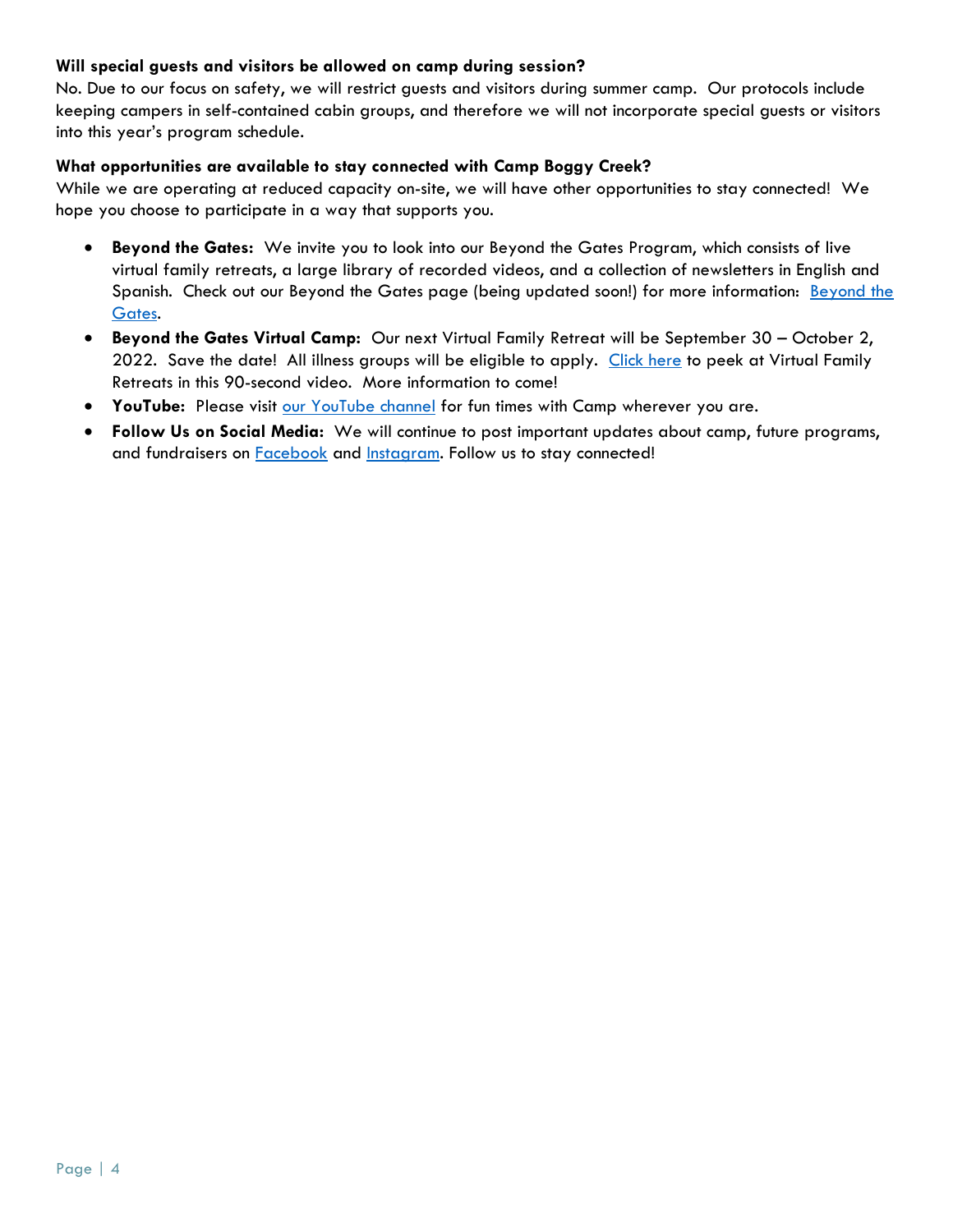**Will special guests and visitors be allowed on camp during session?**

No. Due to our focus on safety, we will restrict guests and visitors during summer camp. Our protocols include keeping campers in self-contained cabin groups, and therefore we will not incorporate special guests or visitors into this year's program schedule.

**What opportunities are available to stay connected with Camp Boggy Creek?**

While we are operating at reduced capacity on-site, we will have other opportunities to stay connected! We hope you choose to participate in a way that supports you.

- **Beyond the Gates:** We invite you to look into our Beyond the Gates Program, which consists of live virtual family retreats, a large library of recorded videos, and a collection of newsletters in English and Spanish. Check out our Beyond the Gates page (being updated soon!) for more information: Beyond the Gates.
- **Beyond the Gates Virtual Camp:** Our next Virtual Family Retreat will be September 30 – October 2, 2022. Save the date! All illness groups will be eligible to apply. Click here to peek at Virtual Family Retreats in this 90-second video. More information to come!
- **YouTube:** Please visit our YouTube channel for fun times with Camp wherever you are.
- **Follow Us on Social Media:** We will continue to post important updates about camp, future programs, and fundraisers on Facebook and Instagram. Follow us to stay connected!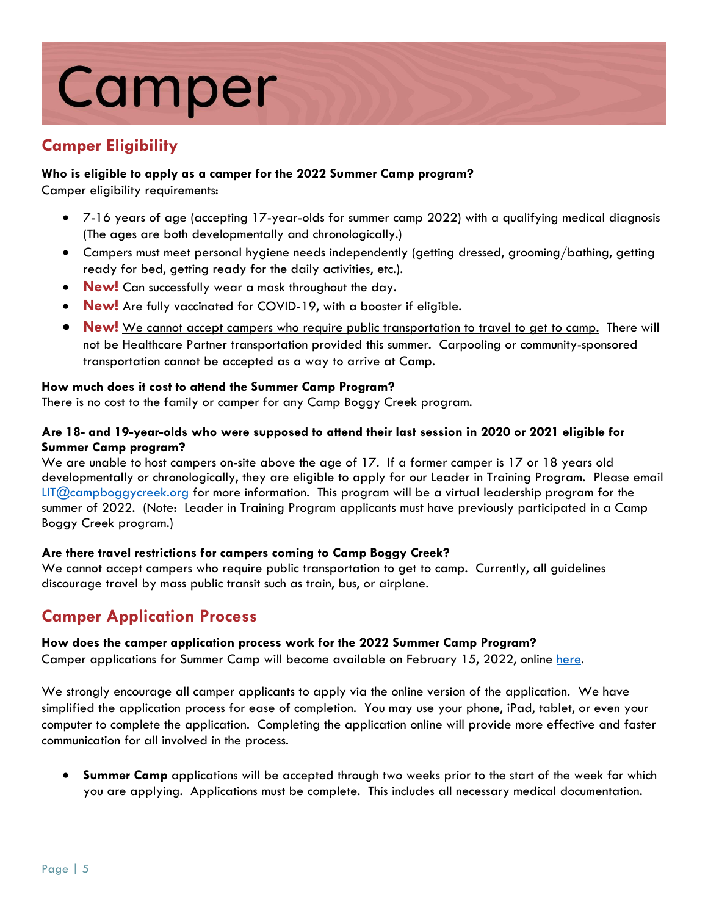# Camper

## Camper Eligibility

**Who is eligible to apply as a camper for the 2022 Summer Camp program?**
Camper eligibility requirements:

- 7-16 years of age (accepting 17-year-olds for summer camp 2022) with a qualifying medical diagnosis (The ages are both developmentally and chronologically.)
- Campers must meet personal hygiene needs independently (getting dressed, grooming/bathing, getting ready for bed, getting ready for the daily activities, etc.).
- **New!** Can successfully wear a mask throughout the day.
- **New!** Are fully vaccinated for COVID-19, with a booster if eligible.
- **New!** We cannot accept campers who require public transportation to travel to get to camp. There will not be Healthcare Partner transportation provided this summer. Carpooling or community-sponsored transportation cannot be accepted as a way to arrive at Camp.

**How much does it cost to attend the Summer Camp Program?**
There is no cost to the family or camper for any Camp Boggy Creek program.

**Are 18- and 19-year-olds who were supposed to attend their last session in 2020 or 2021 eligible for Summer Camp program?**
We are unable to host campers on-site above the age of 17. If a former camper is 17 or 18 years old developmentally or chronologically, they are eligible to apply for our Leader in Training Program. Please email LIT@campboggycreek.org for more information. This program will be a virtual leadership program for the summer of 2022. (Note: Leader in Training Program applicants must have previously participated in a Camp Boggy Creek program.)

**Are there travel restrictions for campers coming to Camp Boggy Creek?**
We cannot accept campers who require public transportation to get to camp. Currently, all guidelines discourage travel by mass public transit such as train, bus, or airplane.

## Camper Application Process

**How does the camper application process work for the 2022 Summer Camp Program?**
Camper applications for Summer Camp will become available on February 15, 2022, online here.

We strongly encourage all camper applicants to apply via the online version of the application. We have simplified the application process for ease of completion. You may use your phone, iPad, tablet, or even your computer to complete the application. Completing the application online will provide more effective and faster communication for all involved in the process.

- **Summer Camp** applications will be accepted through two weeks prior to the start of the week for which you are applying. Applications must be complete. This includes all necessary medical documentation.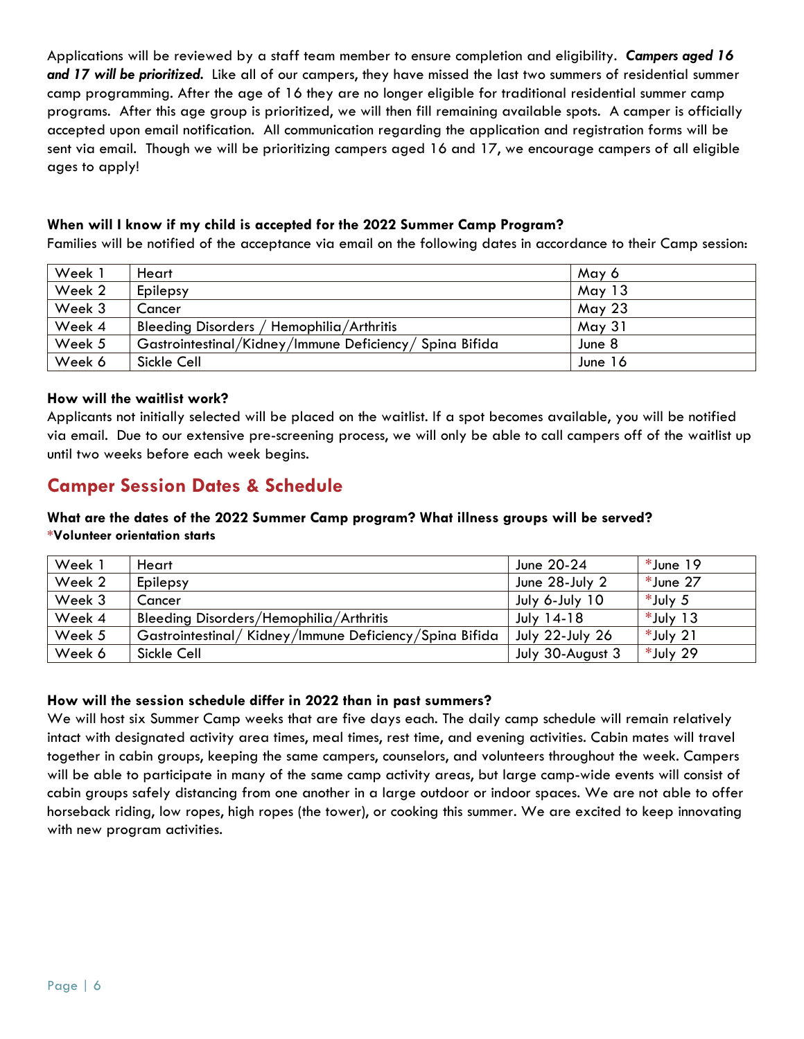Applications will be reviewed by a staff team member to ensure completion and eligibility. ***Campers aged 16 and 17 will be prioritized.*** Like all of our campers, they have missed the last two summers of residential summer camp programming. After the age of 16 they are no longer eligible for traditional residential summer camp programs. After this age group is prioritized, we will then fill remaining available spots. A camper is officially accepted upon email notification. All communication regarding the application and registration forms will be sent via email. Though we will be prioritizing campers aged 16 and 17, we encourage campers of all eligible ages to apply!

**When will I know if my child is accepted for the 2022 Summer Camp Program?**

Families will be notified of the acceptance via email on the following dates in accordance to their Camp session:

| | | |
|---|---|---|
| Week 1 | Heart | May 6 |
| Week 2 | Epilepsy | May 13 |
| Week 3 | Cancer | May 23 |
| Week 4 | Bleeding Disorders / Hemophilia/Arthritis | May 31 |
| Week 5 | Gastrointestinal/Kidney/Immune Deficiency/ Spina Bifida | June 8 |
| Week 6 | Sickle Cell | June 16 |

**How will the waitlist work?**

Applicants not initially selected will be placed on the waitlist. If a spot becomes available, you will be notified via email. Due to our extensive pre-screening process, we will only be able to call campers off of the waitlist up until two weeks before each week begins.

## Camper Session Dates & Schedule

**What are the dates of the 2022 Summer Camp program? What illness groups will be served?**
***Volunteer orientation starts**

| | | | |
|---|---|---|---|
| Week 1 | Heart | June 20-24 | *June 19 |
| Week 2 | Epilepsy | June 28-July 2 | *June 27 |
| Week 3 | Cancer | July 6-July 10 | *July 5 |
| Week 4 | Bleeding Disorders/Hemophilia/Arthritis | July 14-18 | *July 13 |
| Week 5 | Gastrointestinal/ Kidney/Immune Deficiency/Spina Bifida | July 22-July 26 | *July 21 |
| Week 6 | Sickle Cell | July 30-August 3 | *July 29 |

**How will the session schedule differ in 2022 than in past summers?**

We will host six Summer Camp weeks that are five days each. The daily camp schedule will remain relatively intact with designated activity area times, meal times, rest time, and evening activities. Cabin mates will travel together in cabin groups, keeping the same campers, counselors, and volunteers throughout the week. Campers will be able to participate in many of the same camp activity areas, but large camp-wide events will consist of cabin groups safely distancing from one another in a large outdoor or indoor spaces. We are not able to offer horseback riding, low ropes, high ropes (the tower), or cooking this summer. We are excited to keep innovating with new program activities.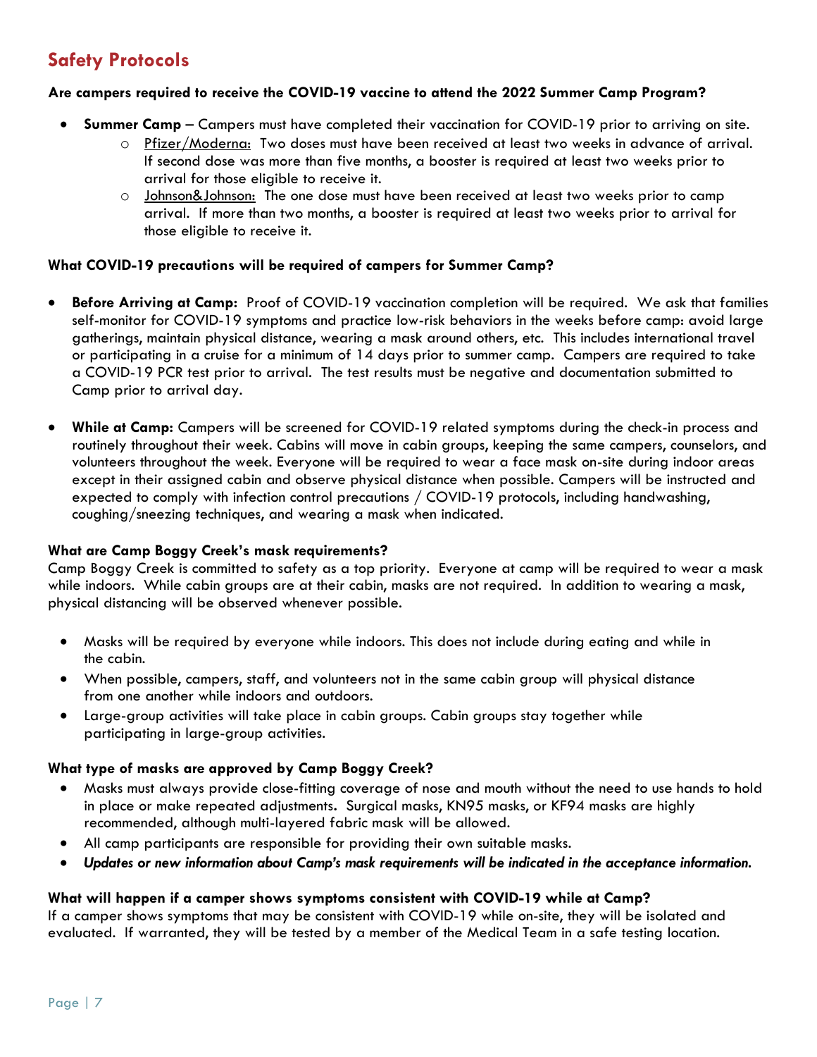## Safety Protocols

**Are campers required to receive the COVID-19 vaccine to attend the 2022 Summer Camp Program?**

- **Summer Camp** – Campers must have completed their vaccination for COVID-19 prior to arriving on site.
  - Pfizer/Moderna: Two doses must have been received at least two weeks in advance of arrival. If second dose was more than five months, a booster is required at least two weeks prior to arrival for those eligible to receive it.
  - Johnson&Johnson: The one dose must have been received at least two weeks prior to camp arrival. If more than two months, a booster is required at least two weeks prior to arrival for those eligible to receive it.

**What COVID-19 precautions will be required of campers for Summer Camp?**

- **Before Arriving at Camp:** Proof of COVID-19 vaccination completion will be required. We ask that families self-monitor for COVID-19 symptoms and practice low-risk behaviors in the weeks before camp: avoid large gatherings, maintain physical distance, wearing a mask around others, etc. This includes international travel or participating in a cruise for a minimum of 14 days prior to summer camp. Campers are required to take a COVID-19 PCR test prior to arrival. The test results must be negative and documentation submitted to Camp prior to arrival day.

- **While at Camp:** Campers will be screened for COVID-19 related symptoms during the check-in process and routinely throughout their week. Cabins will move in cabin groups, keeping the same campers, counselors, and volunteers throughout the week. Everyone will be required to wear a face mask on-site during indoor areas except in their assigned cabin and observe physical distance when possible. Campers will be instructed and expected to comply with infection control precautions / COVID-19 protocols, including handwashing, coughing/sneezing techniques, and wearing a mask when indicated.

**What are Camp Boggy Creek's mask requirements?**

Camp Boggy Creek is committed to safety as a top priority. Everyone at camp will be required to wear a mask while indoors. While cabin groups are at their cabin, masks are not required. In addition to wearing a mask, physical distancing will be observed whenever possible.

- Masks will be required by everyone while indoors. This does not include during eating and while in the cabin.
- When possible, campers, staff, and volunteers not in the same cabin group will physical distance from one another while indoors and outdoors.
- Large-group activities will take place in cabin groups. Cabin groups stay together while participating in large-group activities.

**What type of masks are approved by Camp Boggy Creek?**

- Masks must always provide close-fitting coverage of nose and mouth without the need to use hands to hold in place or make repeated adjustments. Surgical masks, KN95 masks, or KF94 masks are highly recommended, although multi-layered fabric mask will be allowed.
- All camp participants are responsible for providing their own suitable masks.
- ***Updates or new information about Camp's mask requirements will be indicated in the acceptance information.***

**What will happen if a camper shows symptoms consistent with COVID-19 while at Camp?**

If a camper shows symptoms that may be consistent with COVID-19 while on-site, they will be isolated and evaluated. If warranted, they will be tested by a member of the Medical Team in a safe testing location.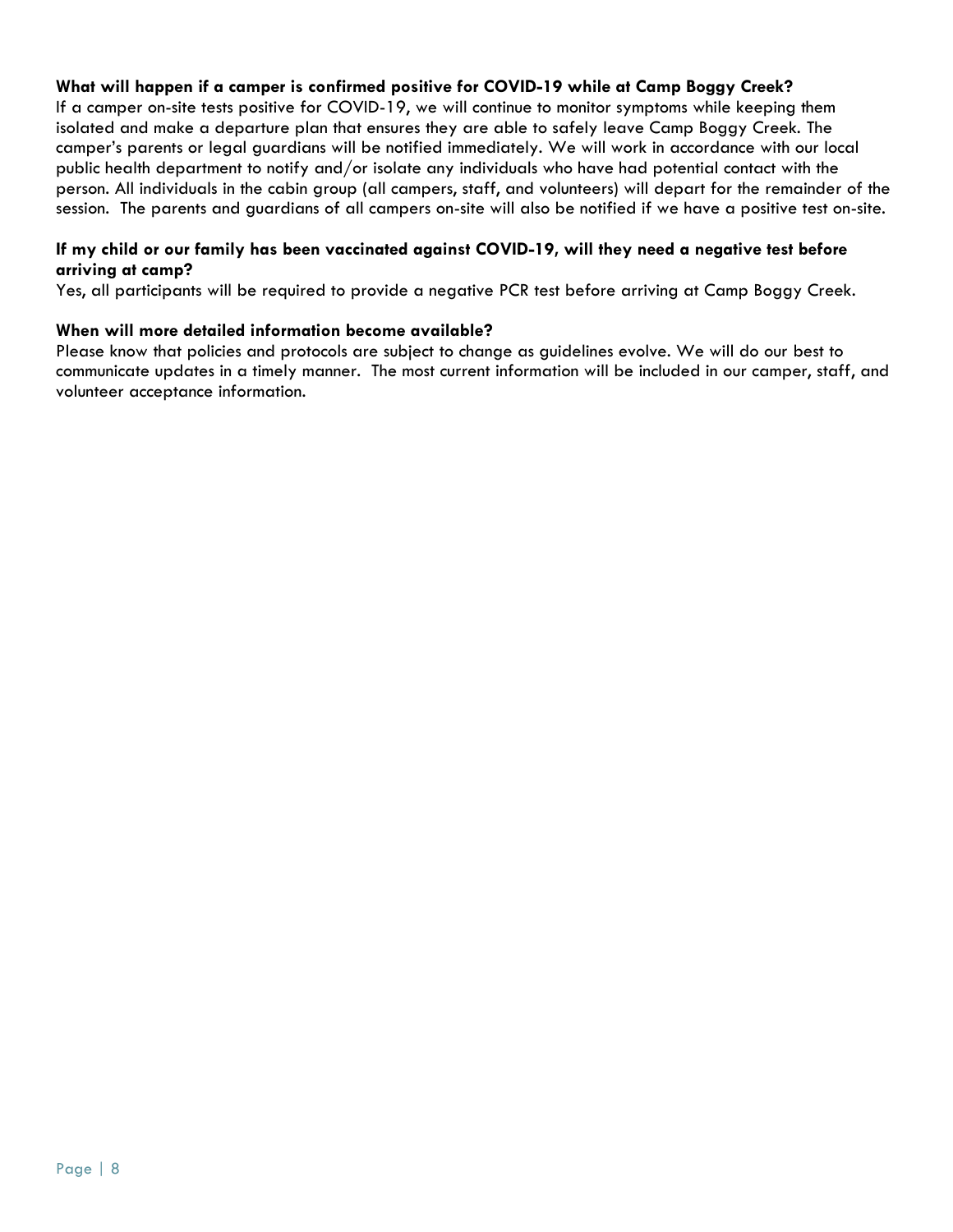**What will happen if a camper is confirmed positive for COVID-19 while at Camp Boggy Creek?**

If a camper on-site tests positive for COVID-19, we will continue to monitor symptoms while keeping them isolated and make a departure plan that ensures they are able to safely leave Camp Boggy Creek. The camper's parents or legal guardians will be notified immediately. We will work in accordance with our local public health department to notify and/or isolate any individuals who have had potential contact with the person. All individuals in the cabin group (all campers, staff, and volunteers) will depart for the remainder of the session. The parents and guardians of all campers on-site will also be notified if we have a positive test on-site.

**If my child or our family has been vaccinated against COVID-19, will they need a negative test before arriving at camp?**

Yes, all participants will be required to provide a negative PCR test before arriving at Camp Boggy Creek.

**When will more detailed information become available?**

Please know that policies and protocols are subject to change as guidelines evolve. We will do our best to communicate updates in a timely manner. The most current information will be included in our camper, staff, and volunteer acceptance information.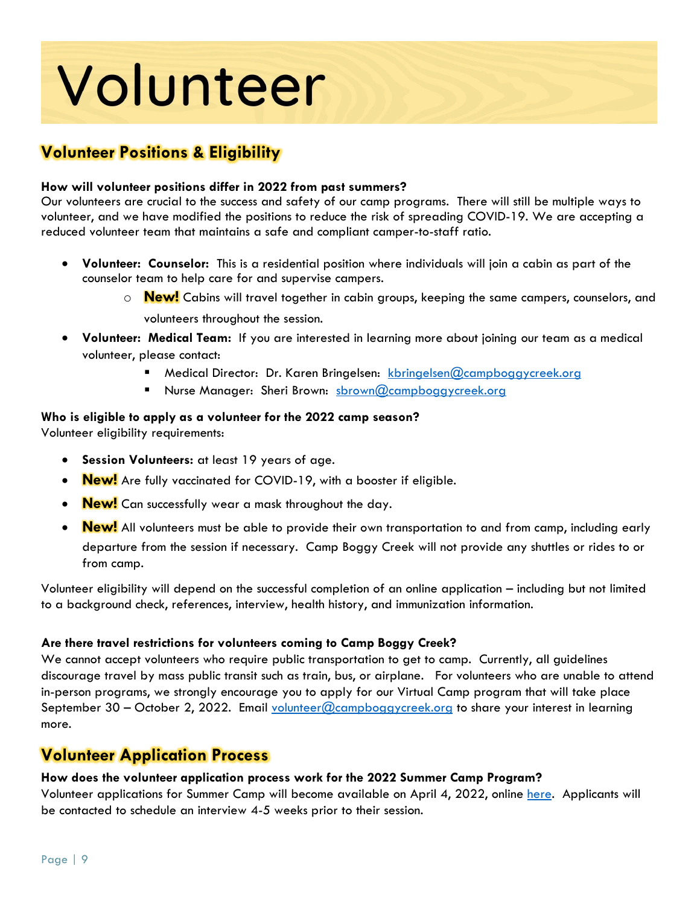# Volunteer

## Volunteer Positions & Eligibility

**How will volunteer positions differ in 2022 from past summers?**
Our volunteers are crucial to the success and safety of our camp programs. There will still be multiple ways to volunteer, and we have modified the positions to reduce the risk of spreading COVID-19. We are accepting a reduced volunteer team that maintains a safe and compliant camper-to-staff ratio.

- **Volunteer: Counselor:** This is a residential position where individuals will join a cabin as part of the counselor team to help care for and supervise campers.
  - **New!** Cabins will travel together in cabin groups, keeping the same campers, counselors, and volunteers throughout the session.
- **Volunteer: Medical Team:** If you are interested in learning more about joining our team as a medical volunteer, please contact:
  - Medical Director: Dr. Karen Bringelsen: kbringelsen@campboggycreek.org
  - Nurse Manager: Sheri Brown: sbrown@campboggycreek.org

**Who is eligible to apply as a volunteer for the 2022 camp season?**
Volunteer eligibility requirements:

- **Session Volunteers:** at least 19 years of age.
- **New!** Are fully vaccinated for COVID-19, with a booster if eligible.
- **New!** Can successfully wear a mask throughout the day.
- **New!** All volunteers must be able to provide their own transportation to and from camp, including early departure from the session if necessary. Camp Boggy Creek will not provide any shuttles or rides to or from camp.

Volunteer eligibility will depend on the successful completion of an online application – including but not limited to a background check, references, interview, health history, and immunization information.

**Are there travel restrictions for volunteers coming to Camp Boggy Creek?**
We cannot accept volunteers who require public transportation to get to camp. Currently, all guidelines discourage travel by mass public transit such as train, bus, or airplane. For volunteers who are unable to attend in-person programs, we strongly encourage you to apply for our Virtual Camp program that will take place September 30 – October 2, 2022. Email volunteer@campboggycreek.org to share your interest in learning more.

## Volunteer Application Process

**How does the volunteer application process work for the 2022 Summer Camp Program?**
Volunteer applications for Summer Camp will become available on April 4, 2022, online here. Applicants will be contacted to schedule an interview 4-5 weeks prior to their session.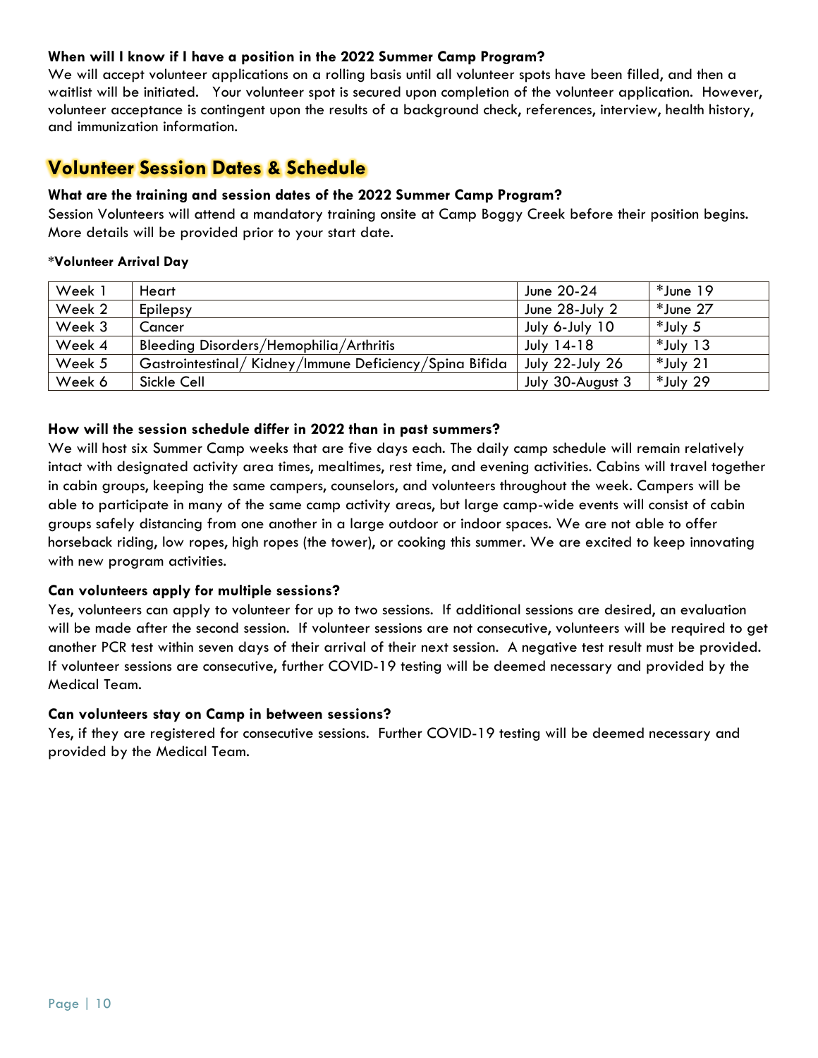**When will I know if I have a position in the 2022 Summer Camp Program?**

We will accept volunteer applications on a rolling basis until all volunteer spots have been filled, and then a waitlist will be initiated. Your volunteer spot is secured upon completion of the volunteer application. However, volunteer acceptance is contingent upon the results of a background check, references, interview, health history, and immunization information.

## Volunteer Session Dates & Schedule

**What are the training and session dates of the 2022 Summer Camp Program?**

Session Volunteers will attend a mandatory training onsite at Camp Boggy Creek before their position begins. More details will be provided prior to your start date.

**\*Volunteer Arrival Day**

| Week 1 | Heart | June 20-24 | *June 19 |
|---|---|---|---|
| Week 2 | Epilepsy | June 28-July 2 | *June 27 |
| Week 3 | Cancer | July 6-July 10 | *July 5 |
| Week 4 | Bleeding Disorders/Hemophilia/Arthritis | July 14-18 | *July 13 |
| Week 5 | Gastrointestinal/ Kidney/Immune Deficiency/Spina Bifida | July 22-July 26 | *July 21 |
| Week 6 | Sickle Cell | July 30-August 3 | *July 29 |

**How will the session schedule differ in 2022 than in past summers?**

We will host six Summer Camp weeks that are five days each. The daily camp schedule will remain relatively intact with designated activity area times, mealtimes, rest time, and evening activities. Cabins will travel together in cabin groups, keeping the same campers, counselors, and volunteers throughout the week. Campers will be able to participate in many of the same camp activity areas, but large camp-wide events will consist of cabin groups safely distancing from one another in a large outdoor or indoor spaces. We are not able to offer horseback riding, low ropes, high ropes (the tower), or cooking this summer. We are excited to keep innovating with new program activities.

**Can volunteers apply for multiple sessions?**

Yes, volunteers can apply to volunteer for up to two sessions. If additional sessions are desired, an evaluation will be made after the second session. If volunteer sessions are not consecutive, volunteers will be required to get another PCR test within seven days of their arrival of their next session. A negative test result must be provided. If volunteer sessions are consecutive, further COVID-19 testing will be deemed necessary and provided by the Medical Team.

**Can volunteers stay on Camp in between sessions?**

Yes, if they are registered for consecutive sessions. Further COVID-19 testing will be deemed necessary and provided by the Medical Team.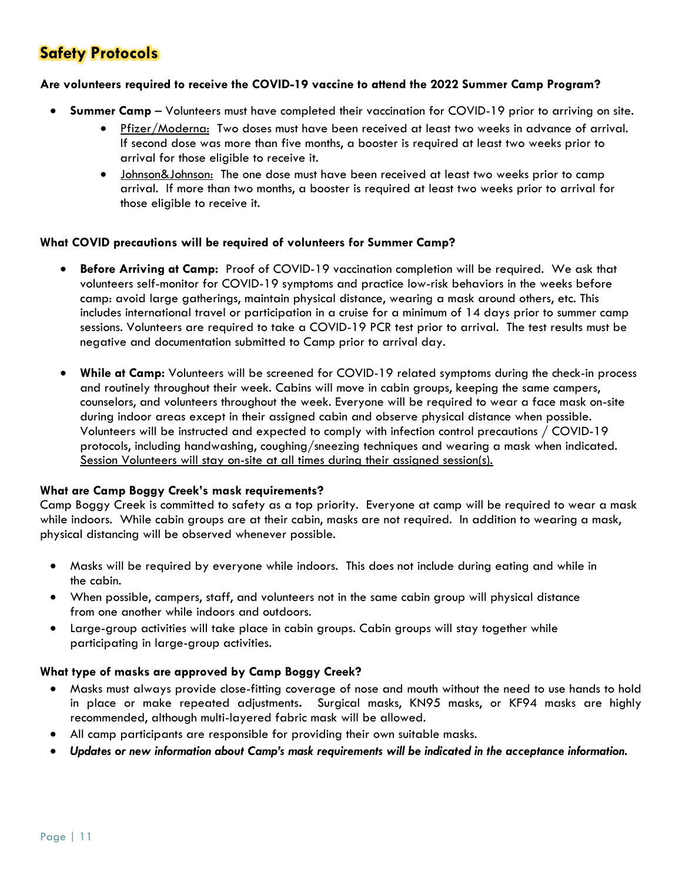# Safety Protocols

**Are volunteers required to receive the COVID-19 vaccine to attend the 2022 Summer Camp Program?**

- **Summer Camp** – Volunteers must have completed their vaccination for COVID-19 prior to arriving on site.
    - <u>Pfizer/Moderna:</u> Two doses must have been received at least two weeks in advance of arrival. If second dose was more than five months, a booster is required at least two weeks prior to arrival for those eligible to receive it.
    - <u>Johnson&Johnson:</u> The one dose must have been received at least two weeks prior to camp arrival. If more than two months, a booster is required at least two weeks prior to arrival for those eligible to receive it.

**What COVID precautions will be required of volunteers for Summer Camp?**

- **Before Arriving at Camp:** Proof of COVID-19 vaccination completion will be required. We ask that volunteers self-monitor for COVID-19 symptoms and practice low-risk behaviors in the weeks before camp: avoid large gatherings, maintain physical distance, wearing a mask around others, etc. This includes international travel or participation in a cruise for a minimum of 14 days prior to summer camp sessions. Volunteers are required to take a COVID-19 PCR test prior to arrival. The test results must be negative and documentation submitted to Camp prior to arrival day.

- **While at Camp:** Volunteers will be screened for COVID-19 related symptoms during the check-in process and routinely throughout their week. Cabins will move in cabin groups, keeping the same campers, counselors, and volunteers throughout the week. Everyone will be required to wear a face mask on-site during indoor areas except in their assigned cabin and observe physical distance when possible. Volunteers will be instructed and expected to comply with infection control precautions / COVID-19 protocols, including handwashing, coughing/sneezing techniques and wearing a mask when indicated. <u>Session Volunteers will stay on-site at all times during their assigned session(s).</u>

**What are Camp Boggy Creek's mask requirements?**

Camp Boggy Creek is committed to safety as a top priority. Everyone at camp will be required to wear a mask while indoors. While cabin groups are at their cabin, masks are not required. In addition to wearing a mask, physical distancing will be observed whenever possible.

- Masks will be required by everyone while indoors. This does not include during eating and while in the cabin.
- When possible, campers, staff, and volunteers not in the same cabin group will physical distance from one another while indoors and outdoors.
- Large-group activities will take place in cabin groups. Cabin groups will stay together while participating in large-group activities.

**What type of masks are approved by Camp Boggy Creek?**

- Masks must always provide close-fitting coverage of nose and mouth without the need to use hands to hold in place or make repeated adjustments. Surgical masks, KN95 masks, or KF94 masks are highly recommended, although multi-layered fabric mask will be allowed.
- All camp participants are responsible for providing their own suitable masks.
- ***Updates or new information about Camp's mask requirements will be indicated in the acceptance information.***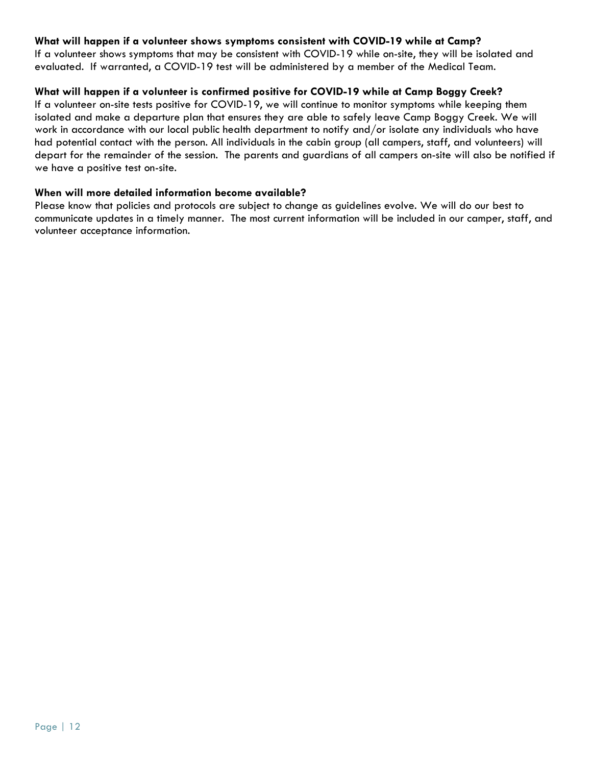**What will happen if a volunteer shows symptoms consistent with COVID-19 while at Camp?**

If a volunteer shows symptoms that may be consistent with COVID-19 while on-site, they will be isolated and evaluated. If warranted, a COVID-19 test will be administered by a member of the Medical Team.

**What will happen if a volunteer is confirmed positive for COVID-19 while at Camp Boggy Creek?**

If a volunteer on-site tests positive for COVID-19, we will continue to monitor symptoms while keeping them isolated and make a departure plan that ensures they are able to safely leave Camp Boggy Creek. We will work in accordance with our local public health department to notify and/or isolate any individuals who have had potential contact with the person. All individuals in the cabin group (all campers, staff, and volunteers) will depart for the remainder of the session. The parents and guardians of all campers on-site will also be notified if we have a positive test on-site.

**When will more detailed information become available?**

Please know that policies and protocols are subject to change as guidelines evolve. We will do our best to communicate updates in a timely manner. The most current information will be included in our camper, staff, and volunteer acceptance information.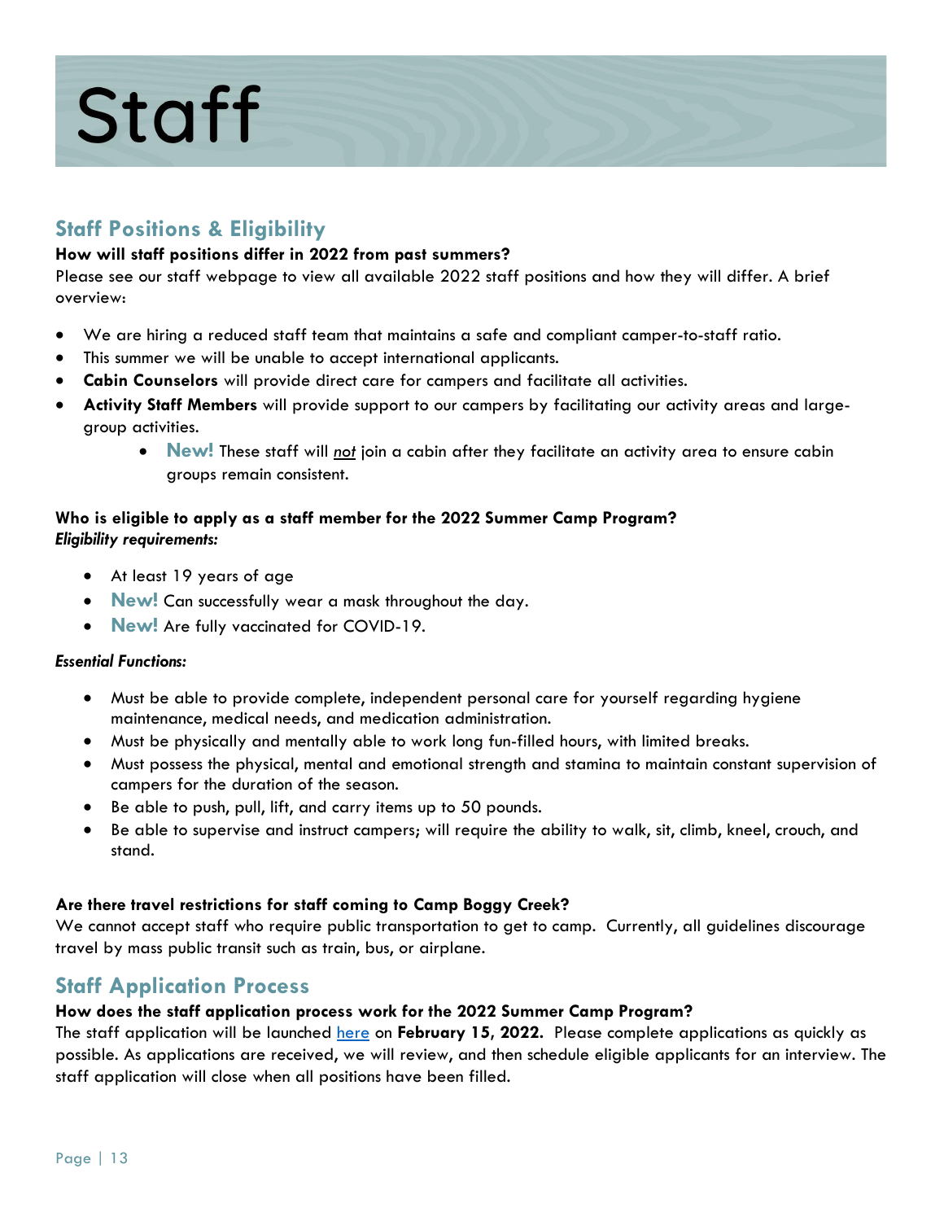# Staff

## Staff Positions & Eligibility

**How will staff positions differ in 2022 from past summers?**
Please see our staff webpage to view all available 2022 staff positions and how they will differ. A brief overview:

- We are hiring a reduced staff team that maintains a safe and compliant camper-to-staff ratio.
- This summer we will be unable to accept international applicants.
- **Cabin Counselors** will provide direct care for campers and facilitate all activities.
- **Activity Staff Members** will provide support to our campers by facilitating our activity areas and large-group activities.
  - **New!** These staff will ***not*** join a cabin after they facilitate an activity area to ensure cabin groups remain consistent.

**Who is eligible to apply as a staff member for the 2022 Summer Camp Program?**
***Eligibility requirements:***

- At least 19 years of age
- **New!** Can successfully wear a mask throughout the day.
- **New!** Are fully vaccinated for COVID-19.

***Essential Functions:***

- Must be able to provide complete, independent personal care for yourself regarding hygiene maintenance, medical needs, and medication administration.
- Must be physically and mentally able to work long fun-filled hours, with limited breaks.
- Must possess the physical, mental and emotional strength and stamina to maintain constant supervision of campers for the duration of the season.
- Be able to push, pull, lift, and carry items up to 50 pounds.
- Be able to supervise and instruct campers; will require the ability to walk, sit, climb, kneel, crouch, and stand.

**Are there travel restrictions for staff coming to Camp Boggy Creek?**
We cannot accept staff who require public transportation to get to camp. Currently, all guidelines discourage travel by mass public transit such as train, bus, or airplane.

## Staff Application Process

**How does the staff application process work for the 2022 Summer Camp Program?**
The staff application will be launched here on **February 15, 2022.** Please complete applications as quickly as possible. As applications are received, we will review, and then schedule eligible applicants for an interview. The staff application will close when all positions have been filled.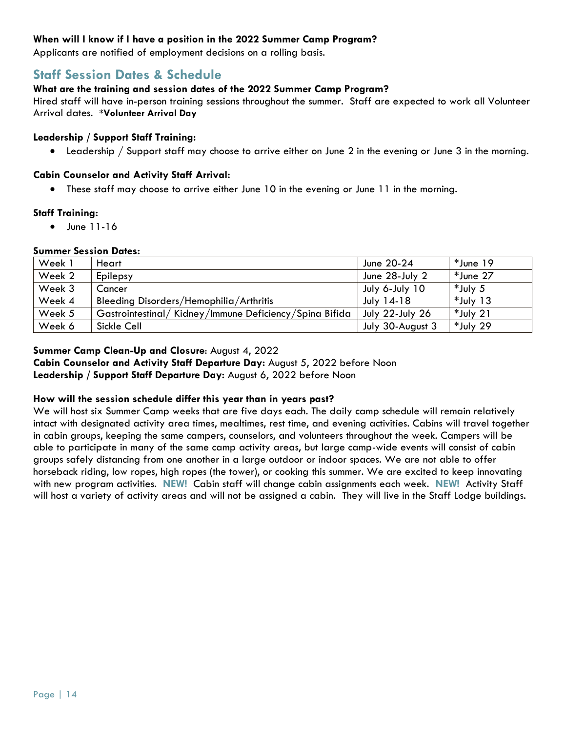**When will I know if I have a position in the 2022 Summer Camp Program?**

Applicants are notified of employment decisions on a rolling basis.

## Staff Session Dates & Schedule

**What are the training and session dates of the 2022 Summer Camp Program?**

Hired staff will have in-person training sessions throughout the summer. Staff are expected to work all Volunteer Arrival dates. ***Volunteer Arrival Day**

**Leadership / Support Staff Training:**

- Leadership / Support staff may choose to arrive either on June 2 in the evening or June 3 in the morning.

**Cabin Counselor and Activity Staff Arrival:**

- These staff may choose to arrive either June 10 in the evening or June 11 in the morning.

**Staff Training:**

- June 11-16

**Summer Session Dates:**

| | | | |
|---|---|---|---|
| Week 1 | Heart | June 20-24 | *June 19 |
| Week 2 | Epilepsy | June 28-July 2 | *June 27 |
| Week 3 | Cancer | July 6-July 10 | *July 5 |
| Week 4 | Bleeding Disorders/Hemophilia/Arthritis | July 14-18 | *July 13 |
| Week 5 | Gastrointestinal/ Kidney/Immune Deficiency/Spina Bifida | July 22-July 26 | *July 21 |
| Week 6 | Sickle Cell | July 30-August 3 | *July 29 |

**Summer Camp Clean-Up and Closure**: August 4, 2022
**Cabin Counselor and Activity Staff Departure Day:** August 5, 2022 before Noon
**Leadership / Support Staff Departure Day:** August 6, 2022 before Noon

**How will the session schedule differ this year than in years past?**

We will host six Summer Camp weeks that are five days each. The daily camp schedule will remain relatively intact with designated activity area times, mealtimes, rest time, and evening activities. Cabins will travel together in cabin groups, keeping the same campers, counselors, and volunteers throughout the week. Campers will be able to participate in many of the same camp activity areas, but large camp-wide events will consist of cabin groups safely distancing from one another in a large outdoor or indoor spaces. We are not able to offer horseback riding, low ropes, high ropes (the tower), or cooking this summer. We are excited to keep innovating with new program activities. **NEW!** Cabin staff will change cabin assignments each week. **NEW!** Activity Staff will host a variety of activity areas and will not be assigned a cabin. They will live in the Staff Lodge buildings.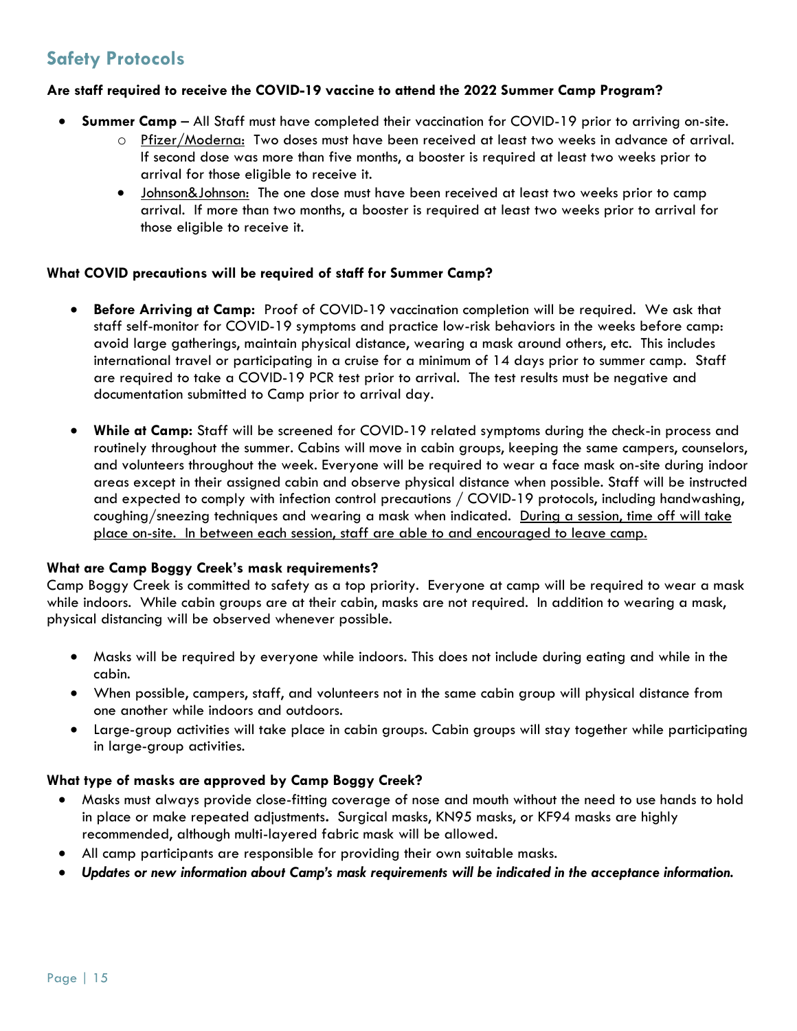## Safety Protocols

**Are staff required to receive the COVID-19 vaccine to attend the 2022 Summer Camp Program?**

- **Summer Camp** – All Staff must have completed their vaccination for COVID-19 prior to arriving on-site.
  - Pfizer/Moderna: Two doses must have been received at least two weeks in advance of arrival. If second dose was more than five months, a booster is required at least two weeks prior to arrival for those eligible to receive it.
  - Johnson&Johnson: The one dose must have been received at least two weeks prior to camp arrival. If more than two months, a booster is required at least two weeks prior to arrival for those eligible to receive it.

**What COVID precautions will be required of staff for Summer Camp?**

- **Before Arriving at Camp:** Proof of COVID-19 vaccination completion will be required. We ask that staff self-monitor for COVID-19 symptoms and practice low-risk behaviors in the weeks before camp: avoid large gatherings, maintain physical distance, wearing a mask around others, etc. This includes international travel or participating in a cruise for a minimum of 14 days prior to summer camp. Staff are required to take a COVID-19 PCR test prior to arrival. The test results must be negative and documentation submitted to Camp prior to arrival day.

- **While at Camp:** Staff will be screened for COVID-19 related symptoms during the check-in process and routinely throughout the summer. Cabins will move in cabin groups, keeping the same campers, counselors, and volunteers throughout the week. Everyone will be required to wear a face mask on-site during indoor areas except in their assigned cabin and observe physical distance when possible. Staff will be instructed and expected to comply with infection control precautions / COVID-19 protocols, including handwashing, coughing/sneezing techniques and wearing a mask when indicated. During a session, time off will take place on-site. In between each session, staff are able to and encouraged to leave camp.

**What are Camp Boggy Creek's mask requirements?**

Camp Boggy Creek is committed to safety as a top priority. Everyone at camp will be required to wear a mask while indoors. While cabin groups are at their cabin, masks are not required. In addition to wearing a mask, physical distancing will be observed whenever possible.

- Masks will be required by everyone while indoors. This does not include during eating and while in the cabin.
- When possible, campers, staff, and volunteers not in the same cabin group will physical distance from one another while indoors and outdoors.
- Large-group activities will take place in cabin groups. Cabin groups will stay together while participating in large-group activities.

**What type of masks are approved by Camp Boggy Creek?**

- Masks must always provide close-fitting coverage of nose and mouth without the need to use hands to hold in place or make repeated adjustments. Surgical masks, KN95 masks, or KF94 masks are highly recommended, although multi-layered fabric mask will be allowed.
- All camp participants are responsible for providing their own suitable masks.
- ***Updates or new information about Camp's mask requirements will be indicated in the acceptance information.***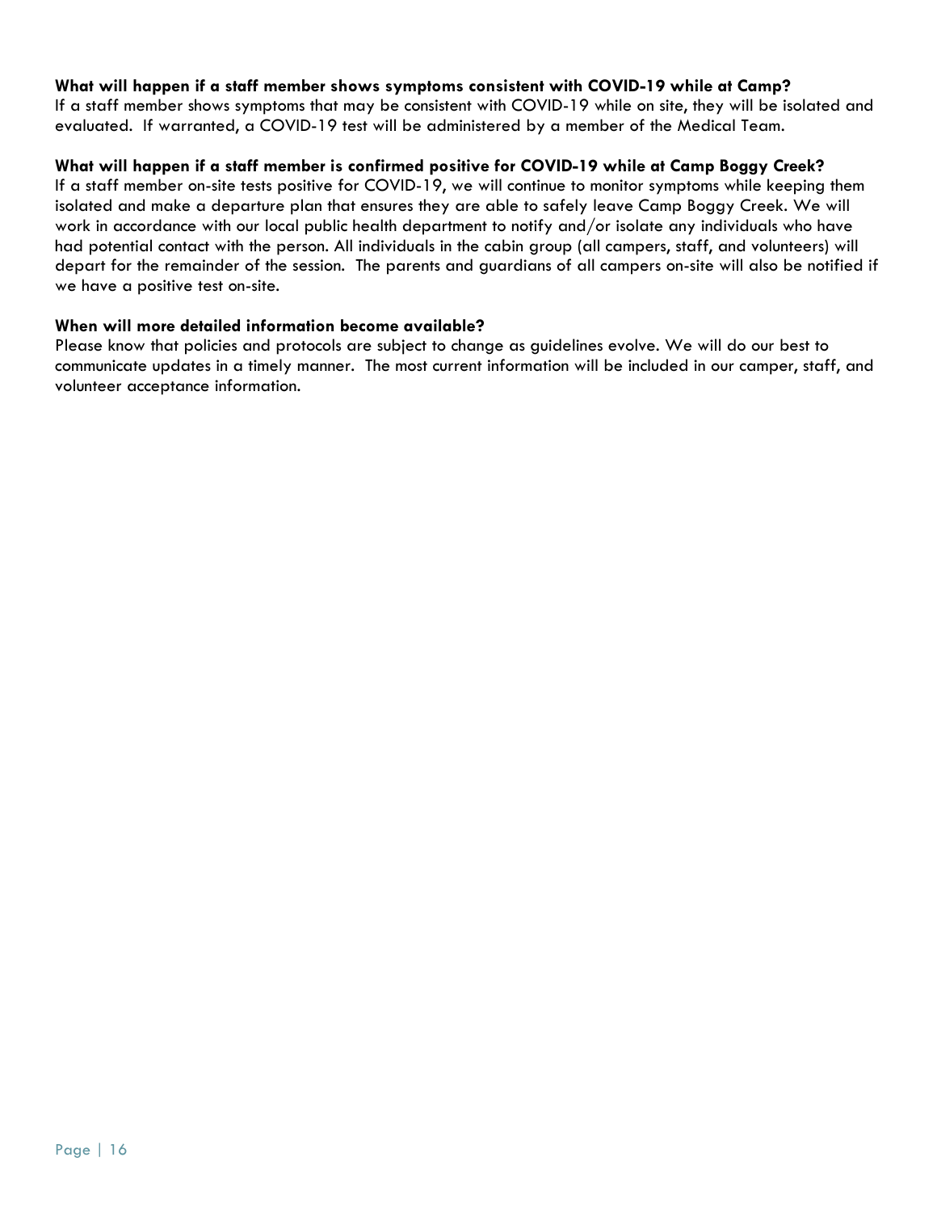**What will happen if a staff member shows symptoms consistent with COVID-19 while at Camp?**

If a staff member shows symptoms that may be consistent with COVID-19 while on site, they will be isolated and evaluated. If warranted, a COVID-19 test will be administered by a member of the Medical Team.

**What will happen if a staff member is confirmed positive for COVID-19 while at Camp Boggy Creek?**

If a staff member on-site tests positive for COVID-19, we will continue to monitor symptoms while keeping them isolated and make a departure plan that ensures they are able to safely leave Camp Boggy Creek. We will work in accordance with our local public health department to notify and/or isolate any individuals who have had potential contact with the person. All individuals in the cabin group (all campers, staff, and volunteers) will depart for the remainder of the session. The parents and guardians of all campers on-site will also be notified if we have a positive test on-site.

**When will more detailed information become available?**

Please know that policies and protocols are subject to change as guidelines evolve. We will do our best to communicate updates in a timely manner. The most current information will be included in our camper, staff, and volunteer acceptance information.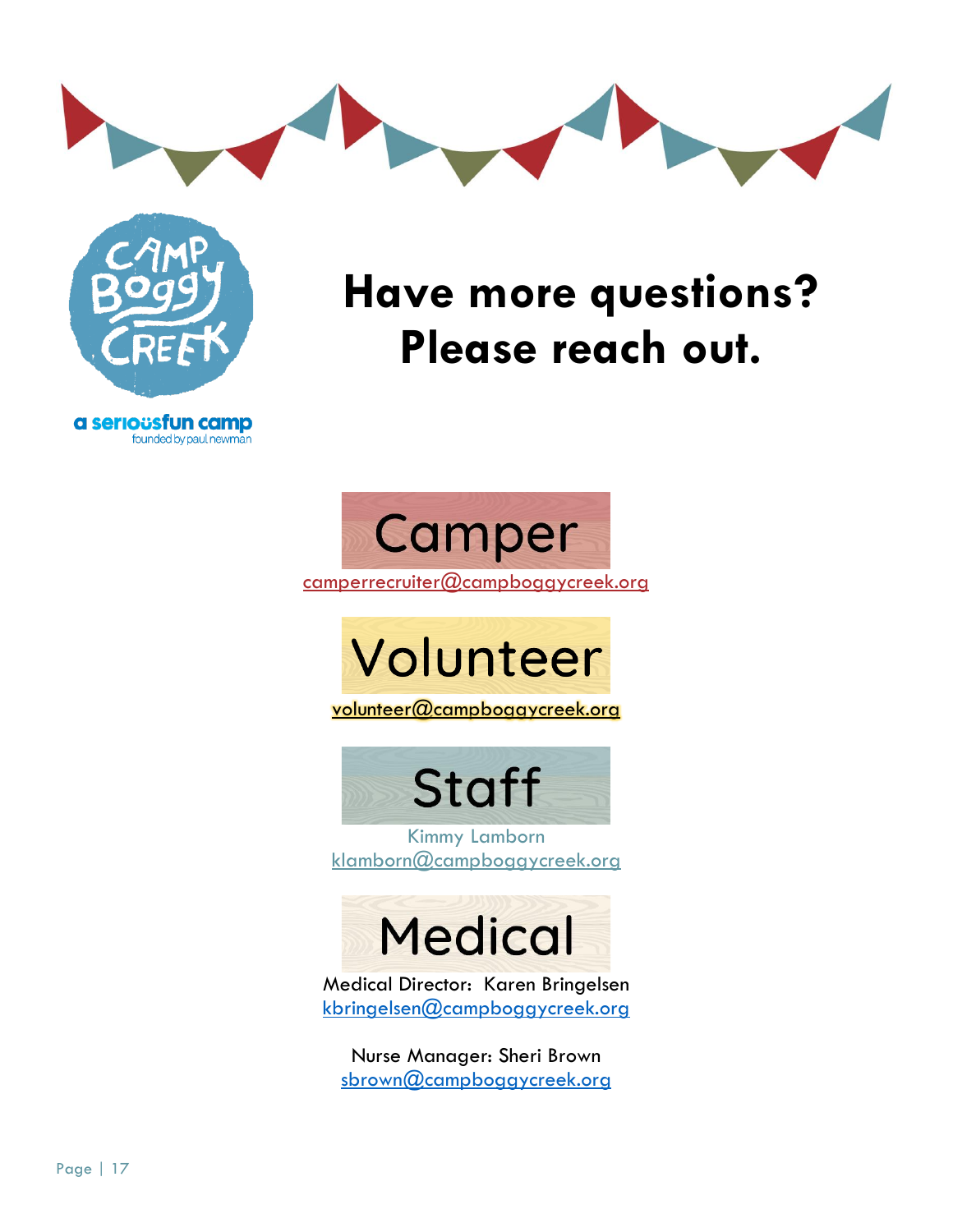CAMP Boggy CREEK

a seriousfun camp
founded by paul newman

# Have more questions? Please reach out.

## Camper

camperrecruiter@campboggycreek.org

## Volunteer

volunteer@campboggycreek.org

## Staff

Kimmy Lamborn
klamborn@campboggycreek.org

## Medical

Medical Director: Karen Bringelsen
kbringelsen@campboggycreek.org

Nurse Manager: Sheri Brown
sbrown@campboggycreek.org